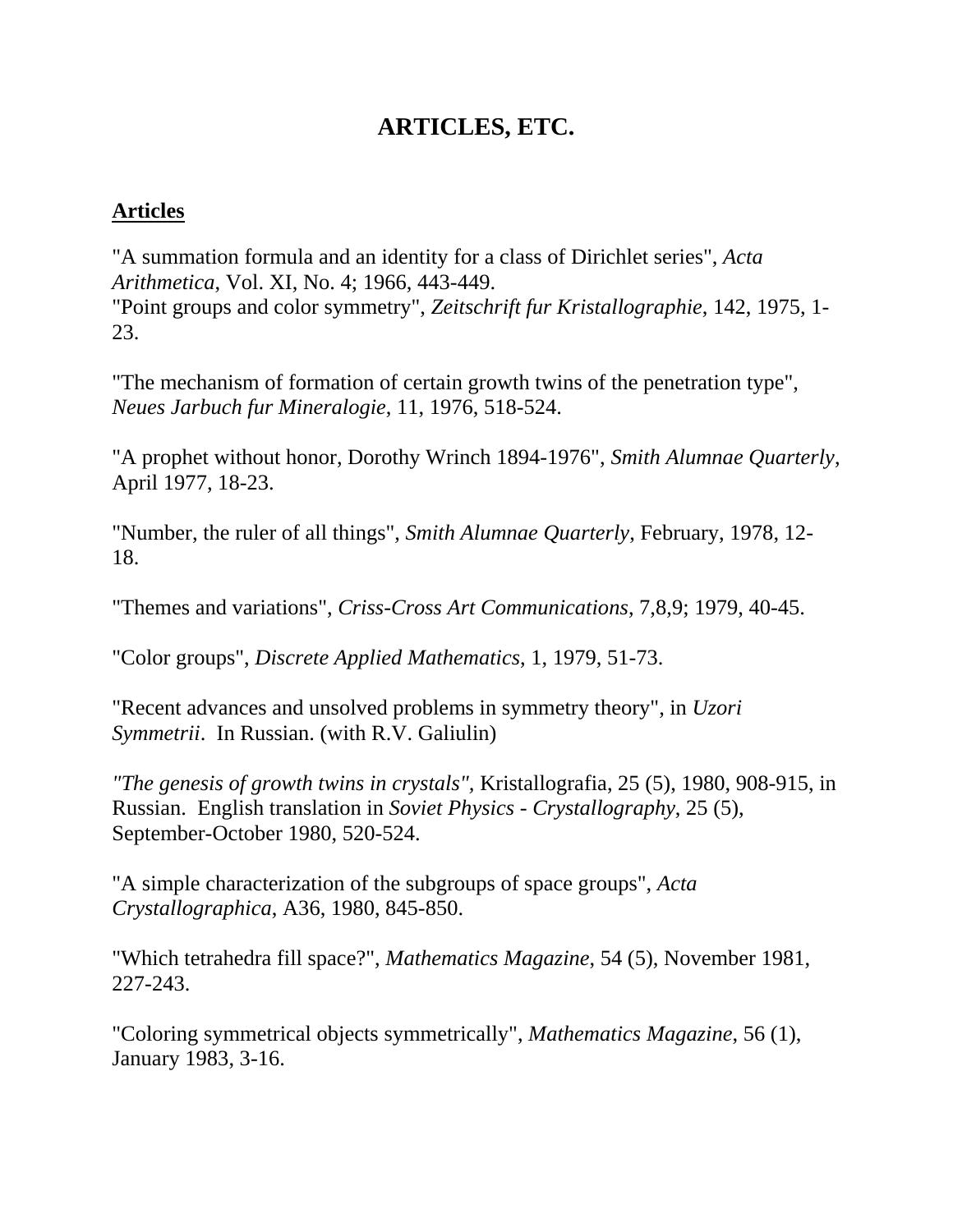# ARTICLES, ETC.

## <u>Articles</u>

"A summation formula and an identity for a class of Dirichlet series", *Acta Arithmetica*, Vol. XI, No. 4; 1966, 443-449.
"Point groups and color symmetry", *Zeitschrift fur Kristallographie*, 142, 1975, 1-23.

"The mechanism of formation of certain growth twins of the penetration type", *Neues Jarbuch fur Mineralogie*, 11, 1976, 518-524.

"A prophet without honor, Dorothy Wrinch 1894-1976", *Smith Alumnae Quarterly*, April 1977, 18-23.

"Number, the ruler of all things", *Smith Alumnae Quarterly*, February, 1978, 12-18.

"Themes and variations", *Criss-Cross Art Communications*, 7,8,9; 1979, 40-45.

"Color groups", *Discrete Applied Mathematics*, 1, 1979, 51-73.

"Recent advances and unsolved problems in symmetry theory", in *Uzori Symmetrii*. In Russian. (with R.V. Galiulin)

*"The genesis of growth twins in crystals"*, Kristallografia, 25 (5), 1980, 908-915, in Russian. English translation in *Soviet Physics - Crystallography*, 25 (5), September-October 1980, 520-524.

"A simple characterization of the subgroups of space groups", *Acta Crystallographica*, A36, 1980, 845-850.

"Which tetrahedra fill space?", *Mathematics Magazine*, 54 (5), November 1981, 227-243.

"Coloring symmetrical objects symmetrically", *Mathematics Magazine*, 56 (1), January 1983, 3-16.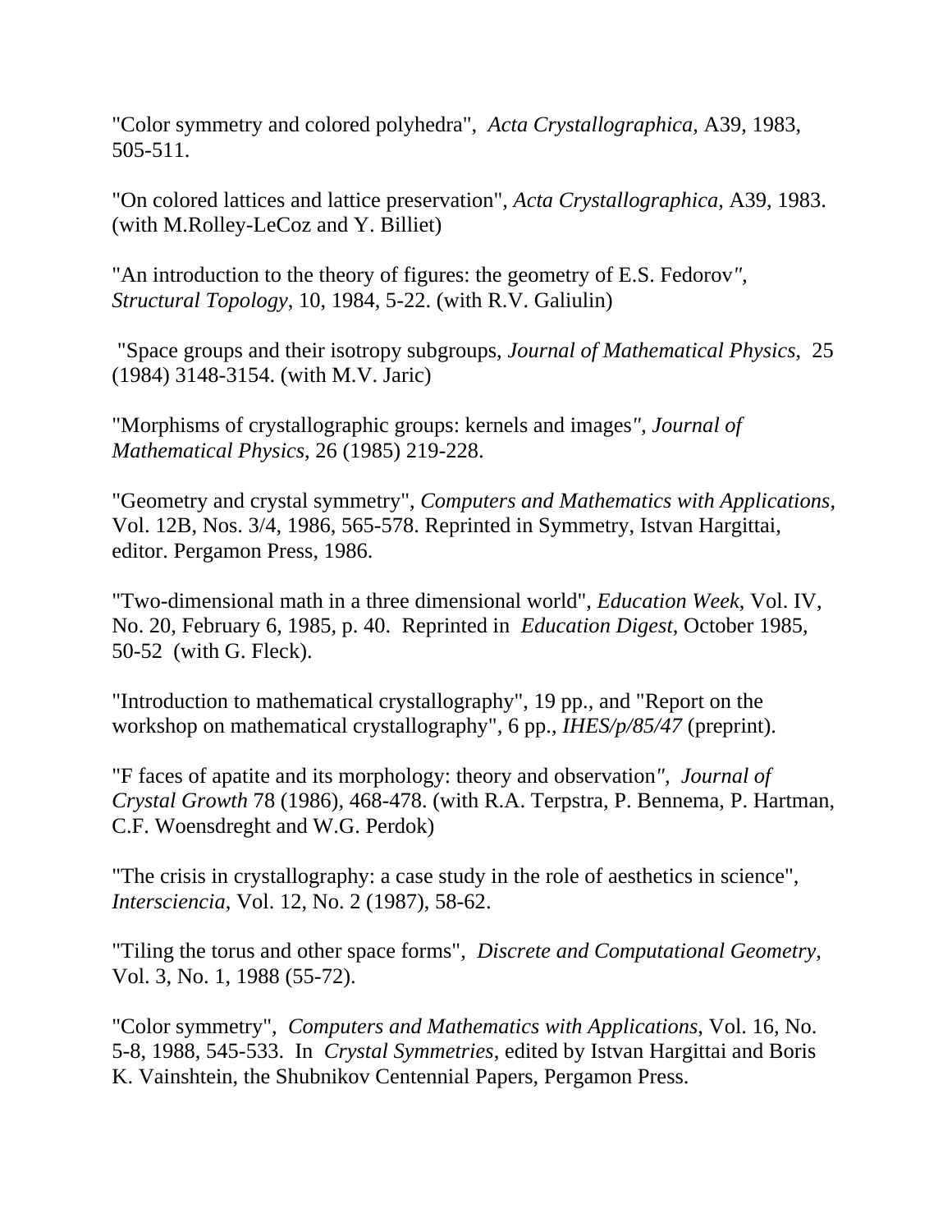"Color symmetry and colored polyhedra", *Acta Crystallographica*, A39, 1983, 505-511.

"On colored lattices and lattice preservation", *Acta Crystallographica*, A39, 1983. (with M.Rolley-LeCoz and Y. Billiet)

"An introduction to the theory of figures: the geometry of E.S. Fedorov", *Structural Topology*, 10, 1984, 5-22. (with R.V. Galiulin)

"Space groups and their isotropy subgroups, *Journal of Mathematical Physics*, 25 (1984) 3148-3154. (with M.V. Jaric)

"Morphisms of crystallographic groups: kernels and images", *Journal of Mathematical Physics*, 26 (1985) 219-228.

"Geometry and crystal symmetry", *Computers and Mathematics with Applications*, Vol. 12B, Nos. 3/4, 1986, 565-578. Reprinted in Symmetry, Istvan Hargittai, editor. Pergamon Press, 1986.

"Two-dimensional math in a three dimensional world", *Education Week*, Vol. IV, No. 20, February 6, 1985, p. 40. Reprinted in *Education Digest*, October 1985, 50-52 (with G. Fleck).

"Introduction to mathematical crystallography", 19 pp., and "Report on the workshop on mathematical crystallography", 6 pp., *IHES/p/85/47* (preprint).

"F faces of apatite and its morphology: theory and observation", *Journal of Crystal Growth* 78 (1986), 468-478. (with R.A. Terpstra, P. Bennema, P. Hartman, C.F. Woensdreght and W.G. Perdok)

"The crisis in crystallography: a case study in the role of aesthetics in science", *Intersciencia*, Vol. 12, No. 2 (1987), 58-62.

"Tiling the torus and other space forms", *Discrete and Computational Geometry*, Vol. 3, No. 1, 1988 (55-72).

"Color symmetry", *Computers and Mathematics with Applications*, Vol. 16, No. 5-8, 1988, 545-533. In *Crystal Symmetries*, edited by Istvan Hargittai and Boris K. Vainshtein, the Shubnikov Centennial Papers, Pergamon Press.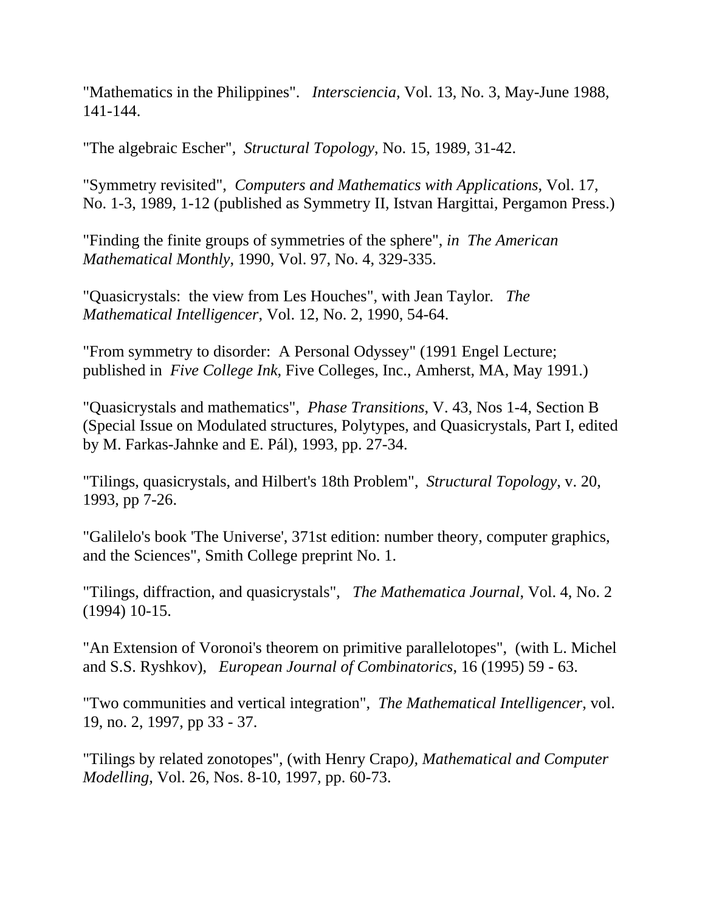"Mathematics in the Philippines". *Interciencia*, Vol. 13, No. 3, May-June 1988, 141-144.

"The algebraic Escher", *Structural Topology*, No. 15, 1989, 31-42.

"Symmetry revisited", *Computers and Mathematics with Applications*, Vol. 17, No. 1-3, 1989, 1-12 (published as Symmetry II, Istvan Hargittai, Pergamon Press.)

"Finding the finite groups of symmetries of the sphere", *in The American Mathematical Monthly*, 1990, Vol. 97, No. 4, 329-335.

"Quasicrystals: the view from Les Houches", with Jean Taylor. *The Mathematical Intelligencer*, Vol. 12, No. 2, 1990, 54-64.

"From symmetry to disorder: A Personal Odyssey" (1991 Engel Lecture; published in *Five College Ink*, Five Colleges, Inc., Amherst, MA, May 1991.)

"Quasicrystals and mathematics", *Phase Transitions*, V. 43, Nos 1-4, Section B (Special Issue on Modulated structures, Polytypes, and Quasicrystals, Part I, edited by M. Farkas-Jahnke and E. Pál), 1993, pp. 27-34.

"Tilings, quasicrystals, and Hilbert's 18th Problem", *Structural Topology*, v. 20, 1993, pp 7-26.

"Galilelo's book 'The Universe', 371st edition: number theory, computer graphics, and the Sciences", Smith College preprint No. 1.

"Tilings, diffraction, and quasicrystals", *The Mathematica Journal*, Vol. 4, No. 2 (1994) 10-15.

"An Extension of Voronoi's theorem on primitive parallelotopes", (with L. Michel and S.S. Ryshkov), *European Journal of Combinatorics*, 16 (1995) 59 - 63.

"Two communities and vertical integration", *The Mathematical Intelligencer*, vol. 19, no. 2, 1997, pp 33 - 37.

"Tilings by related zonotopes", (with Henry Crapo), *Mathematical and Computer Modelling*, Vol. 26, Nos. 8-10, 1997, pp. 60-73.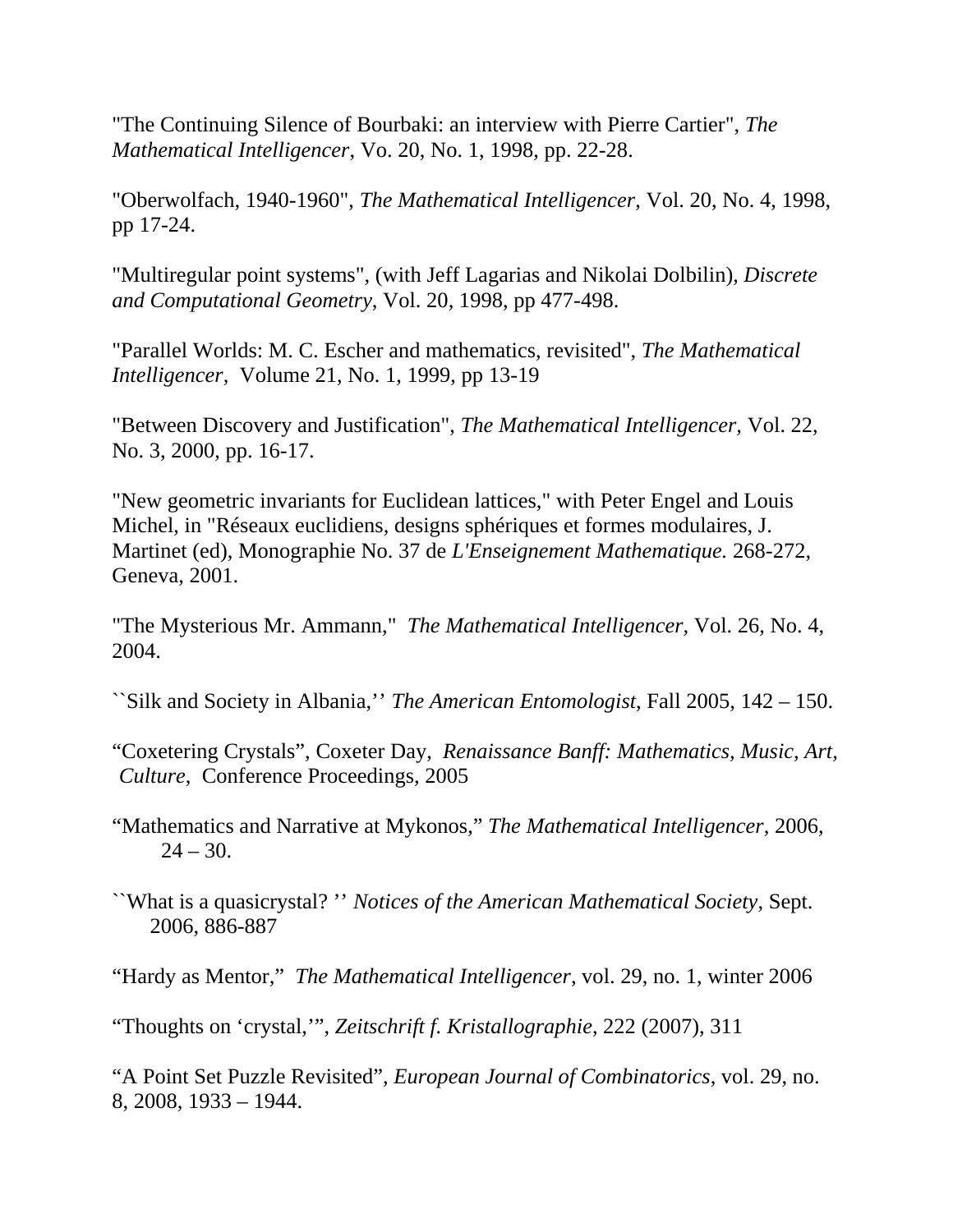"The Continuing Silence of Bourbaki: an interview with Pierre Cartier", *The Mathematical Intelligencer*, Vo. 20, No. 1, 1998, pp. 22-28.

"Oberwolfach, 1940-1960", *The Mathematical Intelligencer*, Vol. 20, No. 4, 1998, pp 17-24.

"Multiregular point systems", (with Jeff Lagarias and Nikolai Dolbilin), *Discrete and Computational Geometry*, Vol. 20, 1998, pp 477-498.

"Parallel Worlds: M. C. Escher and mathematics, revisited", *The Mathematical Intelligencer*, Volume 21, No. 1, 1999, pp 13-19

"Between Discovery and Justification", *The Mathematical Intelligencer*, Vol. 22, No. 3, 2000, pp. 16-17.

"New geometric invariants for Euclidean lattices," with Peter Engel and Louis Michel, in "Réseaux euclidiens, designs sphériques et formes modulaires, J. Martinet (ed), Monographie No. 37 de *L'Enseignement Mathematique.* 268-272, Geneva, 2001.

"The Mysterious Mr. Ammann," *The Mathematical Intelligencer*, Vol. 26, No. 4, 2004.

``Silk and Society in Albania,'' *The American Entomologist*, Fall 2005, 142 – 150.

"Coxetering Crystals", Coxeter Day, *Renaissance Banff: Mathematics, Music, Art, Culture*, Conference Proceedings, 2005

"Mathematics and Narrative at Mykonos," *The Mathematical Intelligencer*, 2006, 24 – 30.

``What is a quasicrystal? '' *Notices of the American Mathematical Society*, Sept. 2006, 886-887

"Hardy as Mentor," *The Mathematical Intelligencer*, vol. 29, no. 1, winter 2006

"Thoughts on 'crystal,'", *Zeitschrift f. Kristallographie*, 222 (2007), 311

"A Point Set Puzzle Revisited", *European Journal of Combinatorics*, vol. 29, no. 8, 2008, 1933 – 1944.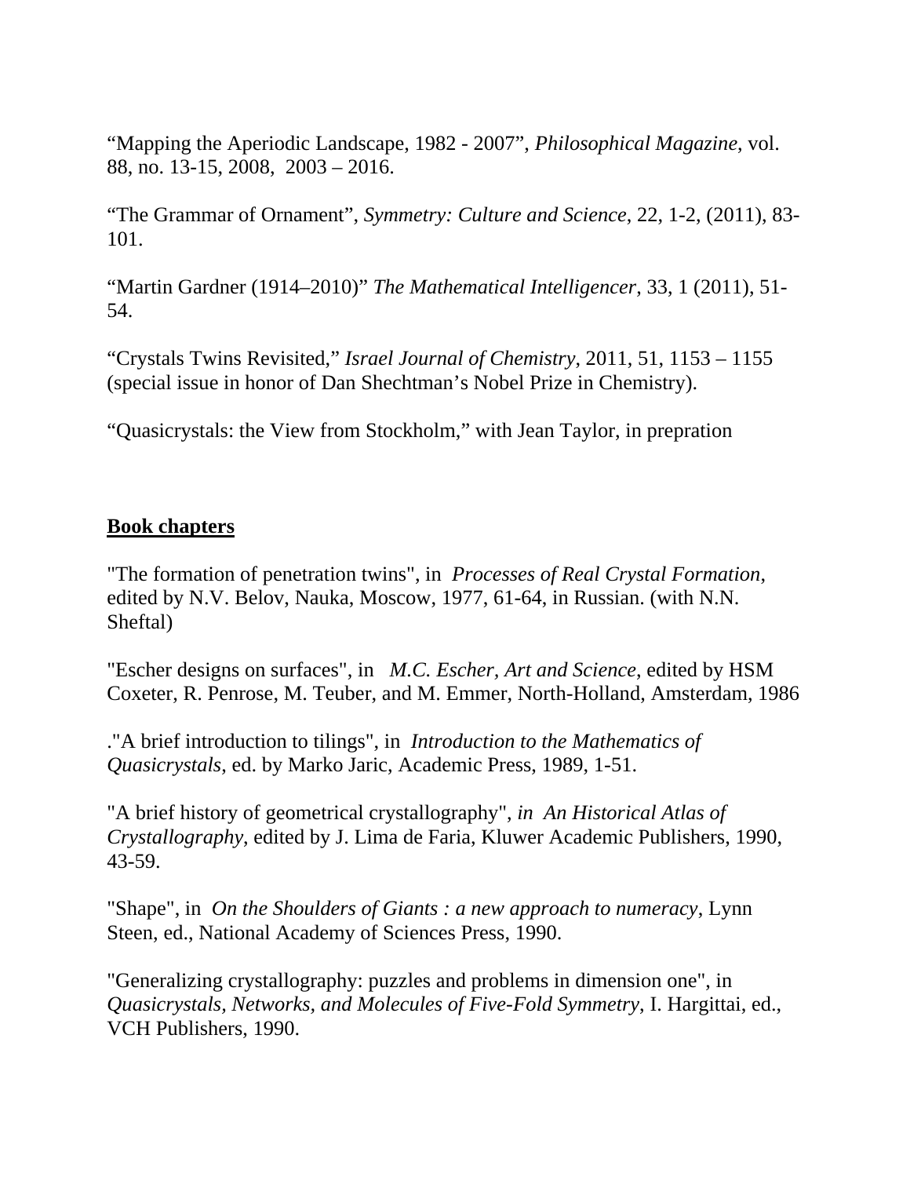"Mapping the Aperiodic Landscape, 1982 - 2007", *Philosophical Magazine*, vol. 88, no. 13-15, 2008, 2003 – 2016.

"The Grammar of Ornament", *Symmetry: Culture and Science*, 22, 1-2, (2011), 83-101.

"Martin Gardner (1914–2010)" *The Mathematical Intelligencer*, 33, 1 (2011), 51-54.

"Crystals Twins Revisited," *Israel Journal of Chemistry*, 2011, 51, 1153 – 1155 (special issue in honor of Dan Shechtman's Nobel Prize in Chemistry).

"Quasicrystals: the View from Stockholm," with Jean Taylor, in prepration

## Book chapters

"The formation of penetration twins", in *Processes of Real Crystal Formation*, edited by N.V. Belov, Nauka, Moscow, 1977, 61-64, in Russian. (with N.N. Sheftal)

"Escher designs on surfaces", in *M.C. Escher, Art and Science*, edited by HSM Coxeter, R. Penrose, M. Teuber, and M. Emmer, North-Holland, Amsterdam, 1986

."A brief introduction to tilings", in *Introduction to the Mathematics of Quasicrystals*, ed. by Marko Jaric, Academic Press, 1989, 1-51.

"A brief history of geometrical crystallography", *in An Historical Atlas of Crystallography*, edited by J. Lima de Faria, Kluwer Academic Publishers, 1990, 43-59.

"Shape", in *On the Shoulders of Giants : a new approach to numeracy*, Lynn Steen, ed., National Academy of Sciences Press, 1990.

"Generalizing crystallography: puzzles and problems in dimension one", in *Quasicrystals, Networks, and Molecules of Five-Fold Symmetry*, I. Hargittai, ed., VCH Publishers, 1990.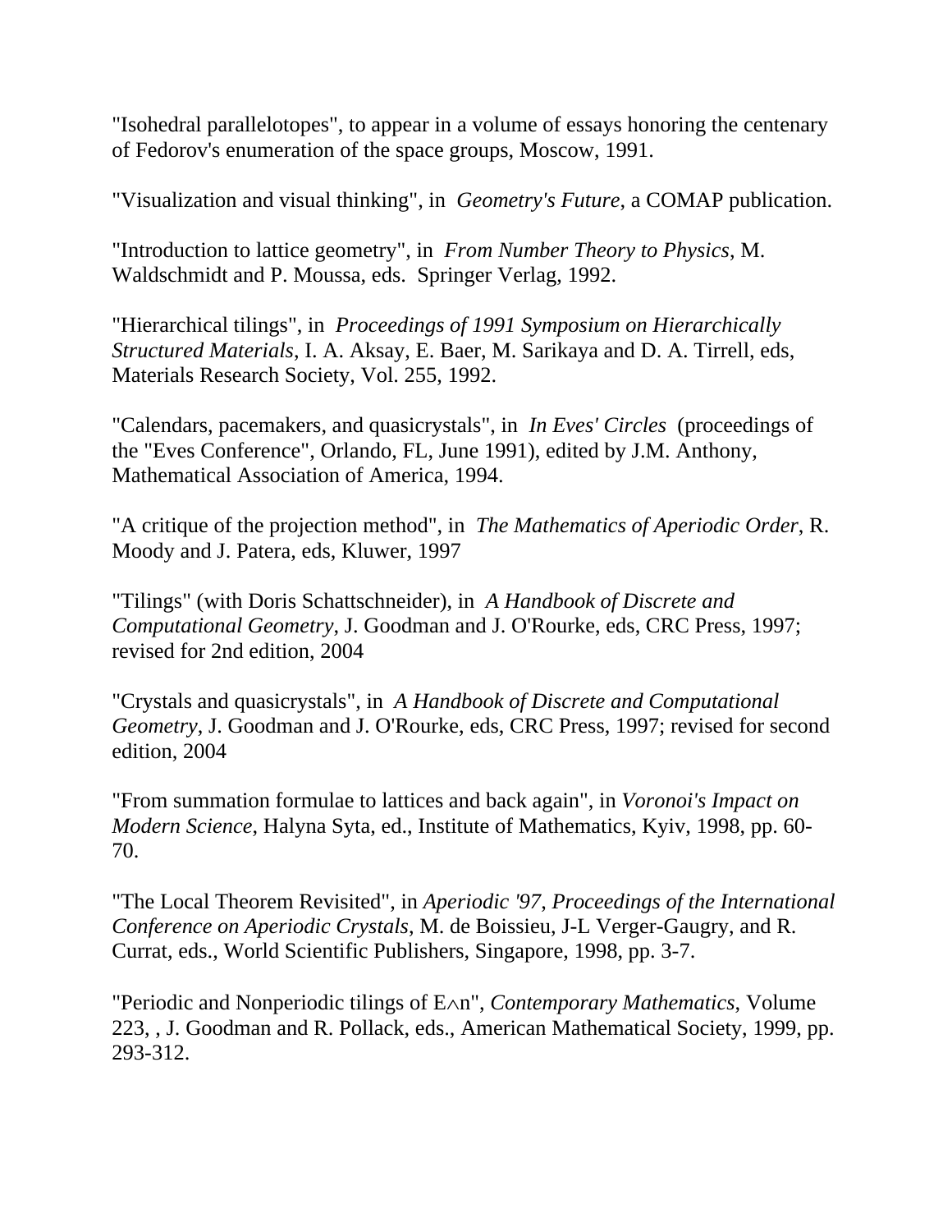"Isohedral parallelotopes", to appear in a volume of essays honoring the centenary of Fedorov's enumeration of the space groups, Moscow, 1991.

"Visualization and visual thinking", in *Geometry's Future*, a COMAP publication.

"Introduction to lattice geometry", in *From Number Theory to Physics*, M. Waldschmidt and P. Moussa, eds. Springer Verlag, 1992.

"Hierarchical tilings", in *Proceedings of 1991 Symposium on Hierarchically Structured Materials*, I. A. Aksay, E. Baer, M. Sarikaya and D. A. Tirrell, eds, Materials Research Society, Vol. 255, 1992.

"Calendars, pacemakers, and quasicrystals", in *In Eves' Circles* (proceedings of the "Eves Conference", Orlando, FL, June 1991), edited by J.M. Anthony, Mathematical Association of America, 1994.

"A critique of the projection method", in *The Mathematics of Aperiodic Order*, R. Moody and J. Patera, eds, Kluwer, 1997

"Tilings" (with Doris Schattschneider), in *A Handbook of Discrete and Computational Geometry*, J. Goodman and J. O'Rourke, eds, CRC Press, 1997; revised for 2nd edition, 2004

"Crystals and quasicrystals", in *A Handbook of Discrete and Computational Geometry*, J. Goodman and J. O'Rourke, eds, CRC Press, 1997; revised for second edition, 2004

"From summation formulae to lattices and back again", in *Voronoi's Impact on Modern Science*, Halyna Syta, ed., Institute of Mathematics, Kyiv, 1998, pp. 60-70.

"The Local Theorem Revisited", in *Aperiodic '97, Proceedings of the International Conference on Aperiodic Crystals*, M. de Boissieu, J-L Verger-Gaugry, and R. Currat, eds., World Scientific Publishers, Singapore, 1998, pp. 3-7.

"Periodic and Nonperiodic tilings of E∧n", *Contemporary Mathematics*, Volume 223, , J. Goodman and R. Pollack, eds., American Mathematical Society, 1999, pp. 293-312.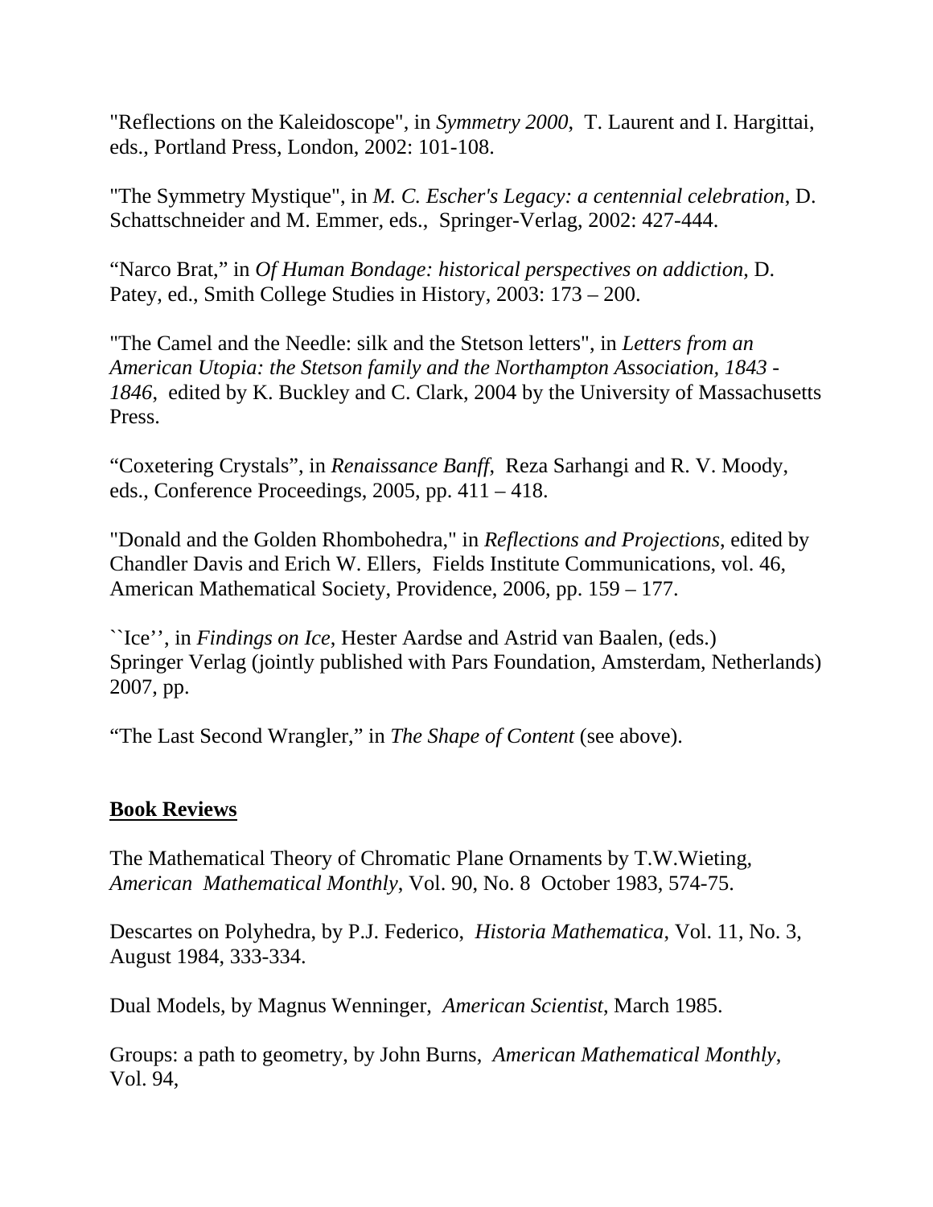"Reflections on the Kaleidoscope", in *Symmetry 2000*, T. Laurent and I. Hargittai, eds., Portland Press, London, 2002: 101-108.

"The Symmetry Mystique", in *M. C. Escher's Legacy: a centennial celebration*, D. Schattschneider and M. Emmer, eds., Springer-Verlag, 2002: 427-444.

"Narco Brat," in *Of Human Bondage: historical perspectives on addiction*, D. Patey, ed., Smith College Studies in History, 2003: 173 – 200.

"The Camel and the Needle: silk and the Stetson letters", in *Letters from an American Utopia: the Stetson family and the Northampton Association, 1843 - 1846*, edited by K. Buckley and C. Clark, 2004 by the University of Massachusetts Press.

"Coxetering Crystals", in *Renaissance Banff*, Reza Sarhangi and R. V. Moody, eds., Conference Proceedings, 2005, pp. 411 – 418.

"Donald and the Golden Rhombohedra," in *Reflections and Projections*, edited by Chandler Davis and Erich W. Ellers, Fields Institute Communications, vol. 46, American Mathematical Society, Providence, 2006, pp. 159 – 177.

``Ice'', in *Findings on Ice*, Hester Aardse and Astrid van Baalen, (eds.) Springer Verlag (jointly published with Pars Foundation, Amsterdam, Netherlands) 2007, pp.

"The Last Second Wrangler," in *The Shape of Content* (see above).

## **Book Reviews**

The Mathematical Theory of Chromatic Plane Ornaments by T.W.Wieting, *American Mathematical Monthly*, Vol. 90, No. 8 October 1983, 574-75.

Descartes on Polyhedra, by P.J. Federico, *Historia Mathematica*, Vol. 11, No. 3, August 1984, 333-334.

Dual Models, by Magnus Wenninger, *American Scientist*, March 1985.

Groups: a path to geometry, by John Burns, *American Mathematical Monthly*, Vol. 94,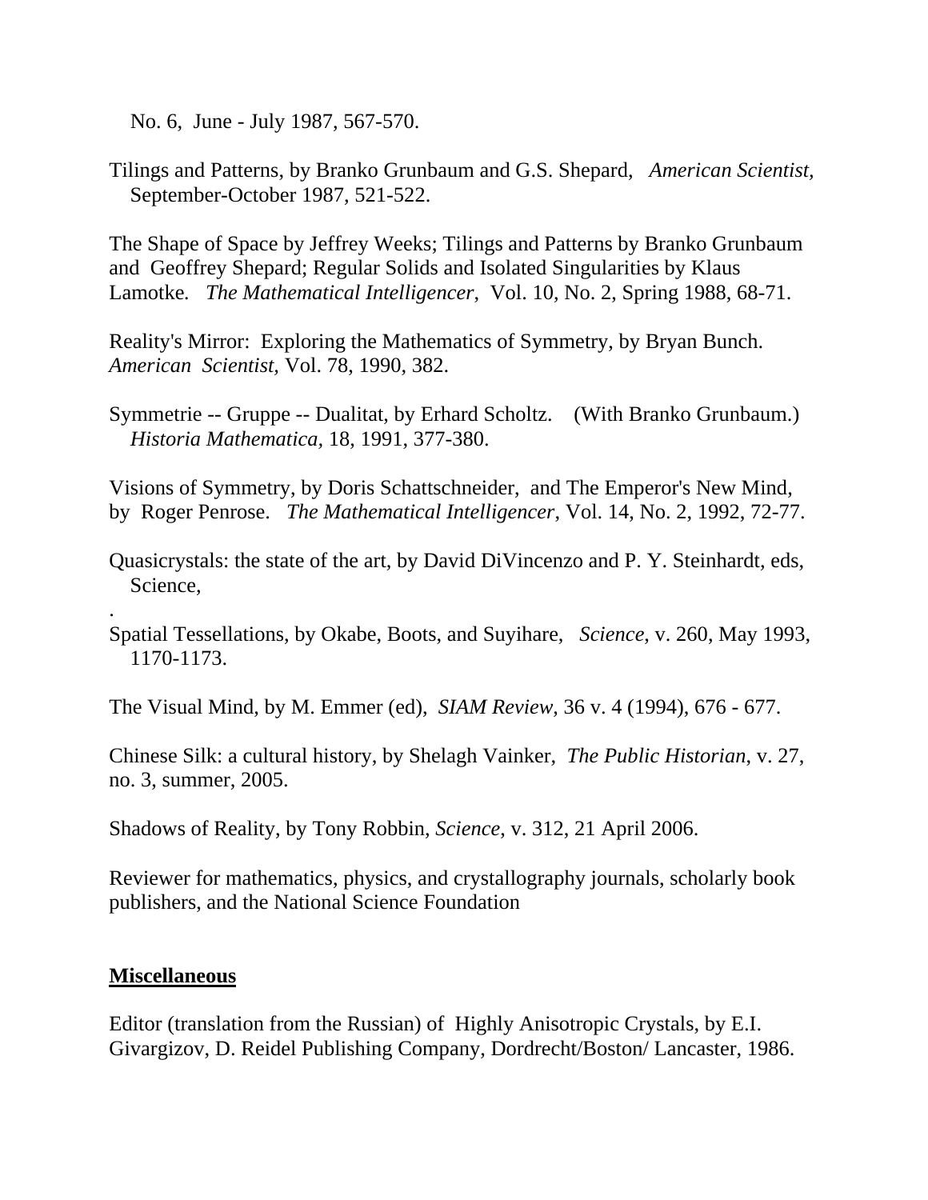No. 6, June - July 1987, 567-570.

Tilings and Patterns, by Branko Grunbaum and G.S. Shepard, *American Scientist*, September-October 1987, 521-522.

The Shape of Space by Jeffrey Weeks; Tilings and Patterns by Branko Grunbaum and Geoffrey Shepard; Regular Solids and Isolated Singularities by Klaus Lamotke. *The Mathematical Intelligencer*, Vol. 10, No. 2, Spring 1988, 68-71.

Reality's Mirror: Exploring the Mathematics of Symmetry, by Bryan Bunch. *American Scientist*, Vol. 78, 1990, 382.

Symmetrie -- Gruppe -- Dualitat, by Erhard Scholtz. (With Branko Grunbaum.) *Historia Mathematica*, 18, 1991, 377-380.

Visions of Symmetry, by Doris Schattschneider, and The Emperor's New Mind, by Roger Penrose. *The Mathematical Intelligencer*, Vol. 14, No. 2, 1992, 72-77.

Quasicrystals: the state of the art, by David DiVincenzo and P. Y. Steinhardt, eds, Science,

.

Spatial Tessellations, by Okabe, Boots, and Suyihare, *Science*, v. 260, May 1993, 1170-1173.

The Visual Mind, by M. Emmer (ed), *SIAM Review*, 36 v. 4 (1994), 676 - 677.

Chinese Silk: a cultural history, by Shelagh Vainker, *The Public Historian*, v. 27, no. 3, summer, 2005.

Shadows of Reality, by Tony Robbin, *Science*, v. 312, 21 April 2006.

Reviewer for mathematics, physics, and crystallography journals, scholarly book publishers, and the National Science Foundation

## Miscellaneous

Editor (translation from the Russian) of Highly Anisotropic Crystals, by E.I. Givargizov, D. Reidel Publishing Company, Dordrecht/Boston/ Lancaster, 1986.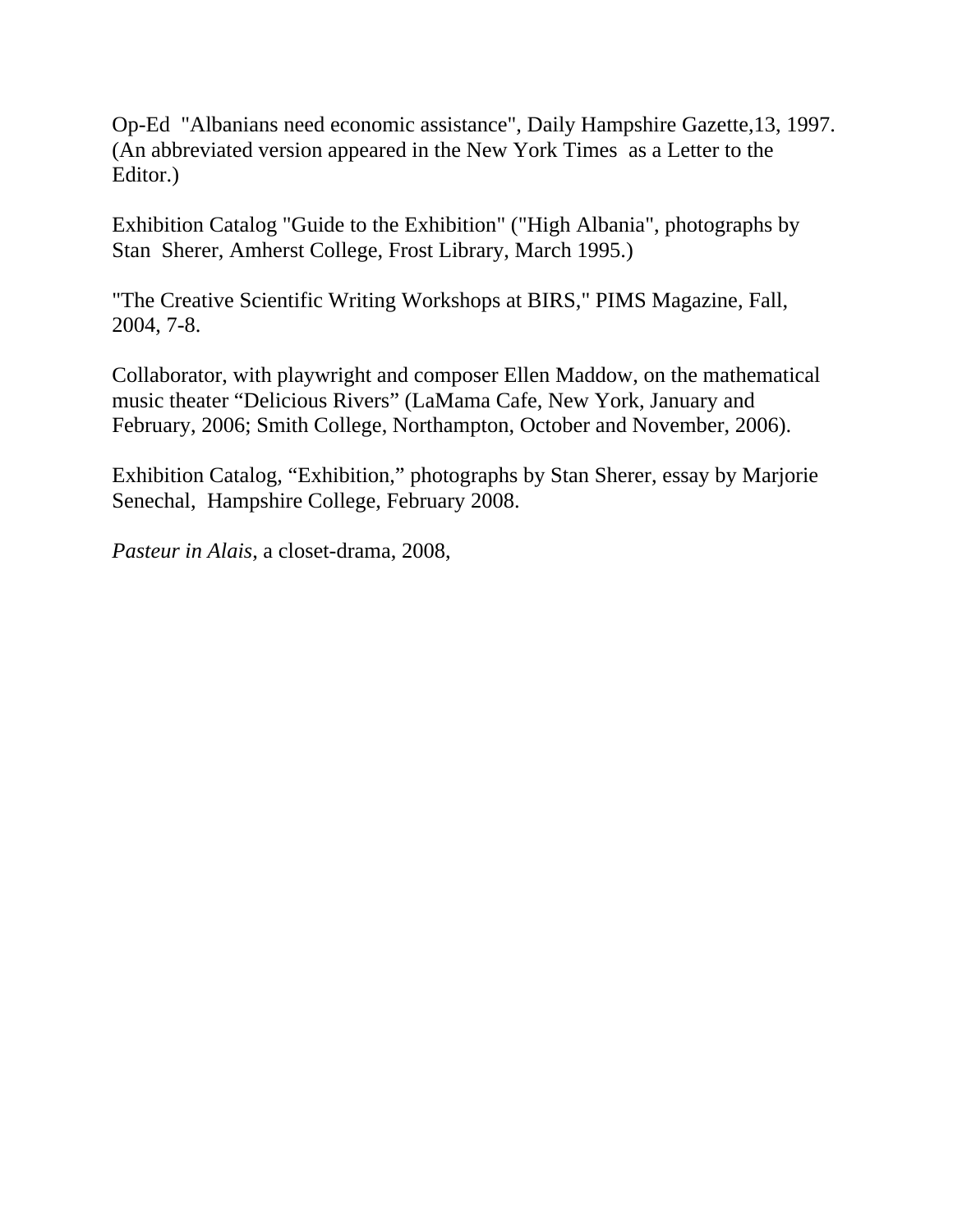Op-Ed "Albanians need economic assistance", Daily Hampshire Gazette,13, 1997. (An abbreviated version appeared in the New York Times as a Letter to the Editor.)

Exhibition Catalog "Guide to the Exhibition" ("High Albania", photographs by Stan Sherer, Amherst College, Frost Library, March 1995.)

"The Creative Scientific Writing Workshops at BIRS," PIMS Magazine, Fall, 2004, 7-8.

Collaborator, with playwright and composer Ellen Maddow, on the mathematical music theater "Delicious Rivers" (LaMama Cafe, New York, January and February, 2006; Smith College, Northampton, October and November, 2006).

Exhibition Catalog, "Exhibition," photographs by Stan Sherer, essay by Marjorie Senechal, Hampshire College, February 2008.

*Pasteur in Alais*, a closet-drama, 2008,